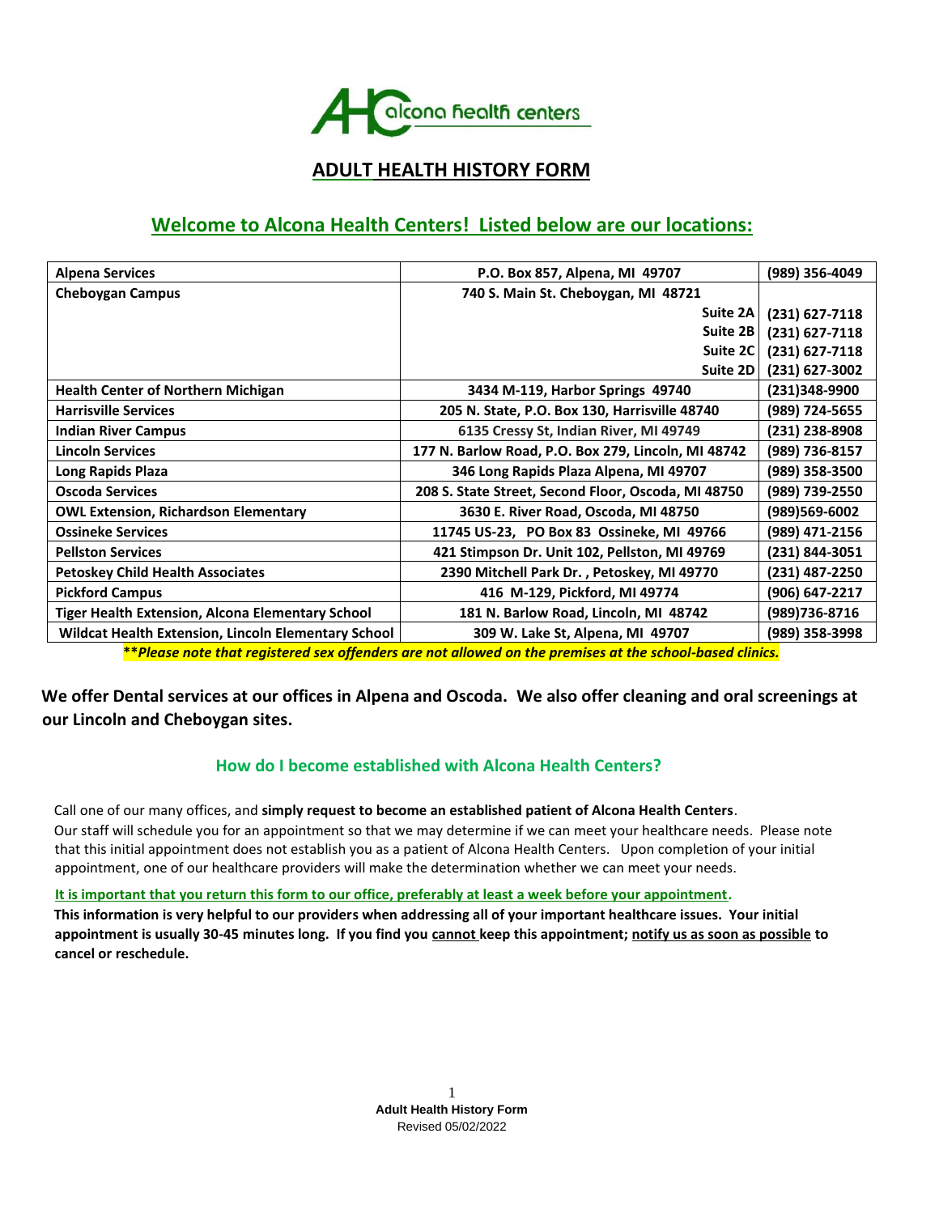alcona health centers

# ADULT HEALTH HISTORY FORM

## Welcome to Alcona Health Centers! Listed below are our locations:

| Location | Address | Phone |
|---|---|---|
| **Alpena Services** | **P.O. Box 857, Alpena, MI 49707** | **(989) 356-4049** |
| **Cheboygan Campus** | **740 S. Main St. Cheboygan, MI 48721** | |
| | **Suite 2A** | **(231) 627-7118** |
| | **Suite 2B** | **(231) 627-7118** |
| | **Suite 2C** | **(231) 627-7118** |
| | **Suite 2D** | **(231) 627-3002** |
| **Health Center of Northern Michigan** | **3434 M-119, Harbor Springs 49740** | **(231)348-9900** |
| **Harrisville Services** | **205 N. State, P.O. Box 130, Harrisville 48740** | **(989) 724-5655** |
| **Indian River Campus** | **6135 Cressy St, Indian River, MI 49749** | **(231) 238-8908** |
| **Lincoln Services** | **177 N. Barlow Road, P.O. Box 279, Lincoln, MI 48742** | **(989) 736-8157** |
| **Long Rapids Plaza** | **346 Long Rapids Plaza Alpena, MI 49707** | **(989) 358-3500** |
| **Oscoda Services** | **208 S. State Street, Second Floor, Oscoda, MI 48750** | **(989) 739-2550** |
| **OWL Extension, Richardson Elementary** | **3630 E. River Road, Oscoda, MI 48750** | **(989)569-6002** |
| **Ossineke Services** | **11745 US-23, PO Box 83 Ossineke, MI 49766** | **(989) 471-2156** |
| **Pellston Services** | **421 Stimpson Dr. Unit 102, Pellston, MI 49769** | **(231) 844-3051** |
| **Petoskey Child Health Associates** | **2390 Mitchell Park Dr. , Petoskey, MI 49770** | **(231) 487-2250** |
| **Pickford Campus** | **416 M-129, Pickford, MI 49774** | **(906) 647-2217** |
| **Tiger Health Extension, Alcona Elementary School** | **181 N. Barlow Road, Lincoln, MI 48742** | **(989)736-8716** |
| **Wildcat Health Extension, Lincoln Elementary School** | **309 W. Lake St, Alpena, MI 49707** | **(989) 358-3998** |

***Please note that registered sex offenders are not allowed on the premises at the school-based clinics.***

**We offer Dental services at our offices in Alpena and Oscoda. We also offer cleaning and oral screenings at our Lincoln and Cheboygan sites.**

### How do I become established with Alcona Health Centers?

Call one of our many offices, and **simply request to become an established patient of Alcona Health Centers**. Our staff will schedule you for an appointment so that we may determine if we can meet your healthcare needs. Please note that this initial appointment does not establish you as a patient of Alcona Health Centers. Upon completion of your initial appointment, one of our healthcare providers will make the determination whether we can meet your needs.

**It is important that you return this form to our office, preferably at least a week before your appointment.**

**This information is very helpful to our providers when addressing all of your important healthcare issues. Your initial appointment is usually 30-45 minutes long. If you find you cannot keep this appointment; notify us as soon as possible to cancel or reschedule.**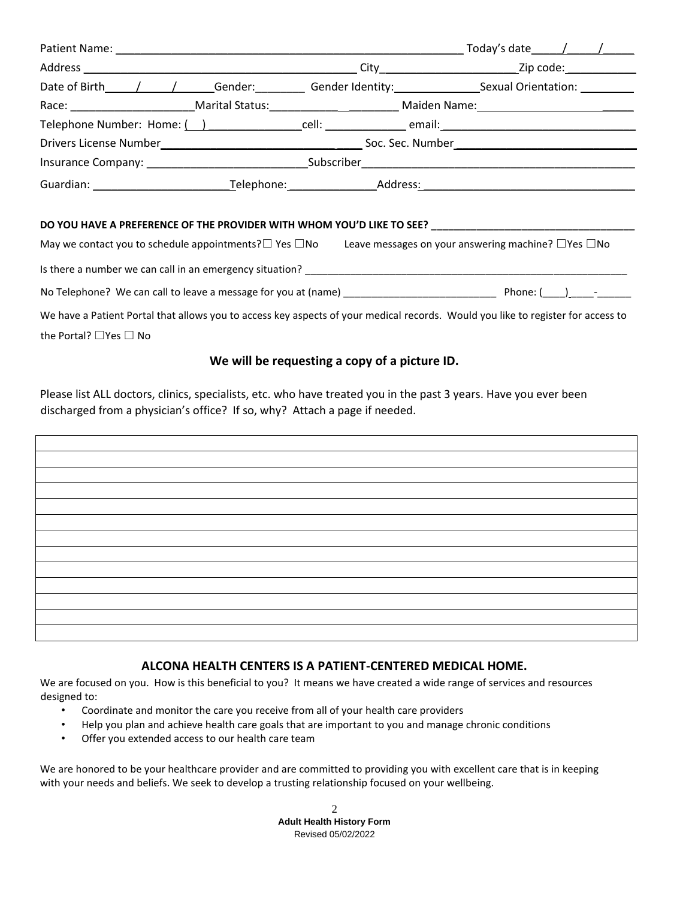Patient Name: ________________________________________________ Today's date____/____/____

Address _________________________________________ City_____________________Zip code:__________

Date of Birth____/____/_____Gender:________ Gender Identity:_____________Sexual Orientation: ________

Race: ___________________Marital Status:___________ ________ Maiden Name:_____________________

Telephone Number: Home: (  ) ______________cell: ____________ email:____________________________

Drivers License Number_____________________________ Soc. Sec. Number____________________________

Insurance Company: _________________________Subscriber_____________________________________________

Guardian: _____________________Telephone:_____________Address:_________________________________

**DO YOU HAVE A PREFERENCE OF THE PROVIDER WITH WHOM YOU'D LIKE TO SEE? __________________________________**

May we contact you to schedule appointments? ☐ Yes ☐No  Leave messages on your answering machine? ☐Yes ☐No

Is there a number we can call in an emergency situation? ___________________________________________________

No Telephone? We can call to leave a message for you at (name) __________________________ Phone: (____)____-______

We have a Patient Portal that allows you to access key aspects of your medical records. Would you like to register for access to the Portal? ☐Yes ☐ No

**We will be requesting a copy of a picture ID.**

Please list ALL doctors, clinics, specialists, etc. who have treated you in the past 3 years. Have you ever been discharged from a physician's office? If so, why? Attach a page if needed.

| |
|---|
| |
| |
| |
| |
| |
| |
| |
| |
| |
| |
| |
| |

**ALCONA HEALTH CENTERS IS A PATIENT-CENTERED MEDICAL HOME.**

We are focused on you. How is this beneficial to you? It means we have created a wide range of services and resources designed to:

- Coordinate and monitor the care you receive from all of your health care providers
- Help you plan and achieve health care goals that are important to you and manage chronic conditions
- Offer you extended access to our health care team

We are honored to be your healthcare provider and are committed to providing you with excellent care that is in keeping with your needs and beliefs. We seek to develop a trusting relationship focused on your wellbeing.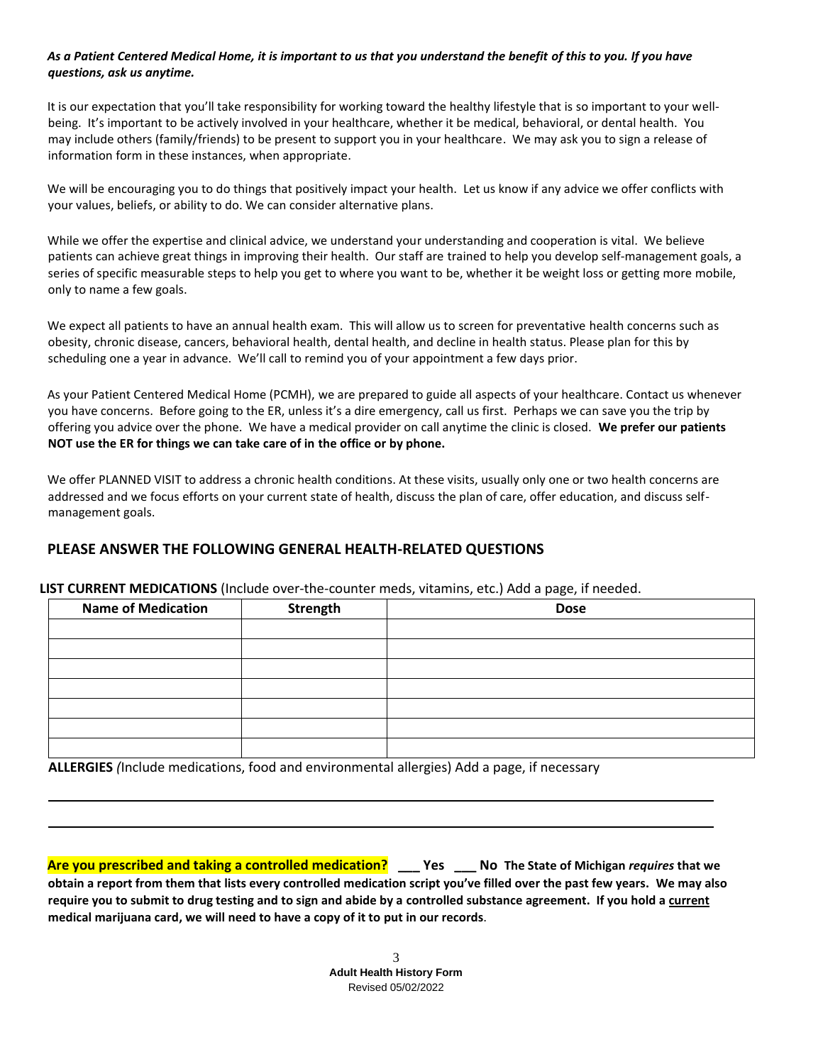***As a Patient Centered Medical Home, it is important to us that you understand the benefit of this to you. If you have questions, ask us anytime.***

It is our expectation that you'll take responsibility for working toward the healthy lifestyle that is so important to your well-being. It's important to be actively involved in your healthcare, whether it be medical, behavioral, or dental health. You may include others (family/friends) to be present to support you in your healthcare. We may ask you to sign a release of information form in these instances, when appropriate.

We will be encouraging you to do things that positively impact your health. Let us know if any advice we offer conflicts with your values, beliefs, or ability to do. We can consider alternative plans.

While we offer the expertise and clinical advice, we understand your understanding and cooperation is vital. We believe patients can achieve great things in improving their health. Our staff are trained to help you develop self-management goals, a series of specific measurable steps to help you get to where you want to be, whether it be weight loss or getting more mobile, only to name a few goals.

We expect all patients to have an annual health exam. This will allow us to screen for preventative health concerns such as obesity, chronic disease, cancers, behavioral health, dental health, and decline in health status. Please plan for this by scheduling one a year in advance. We'll call to remind you of your appointment a few days prior.

As your Patient Centered Medical Home (PCMH), we are prepared to guide all aspects of your healthcare. Contact us whenever you have concerns. Before going to the ER, unless it's a dire emergency, call us first. Perhaps we can save you the trip by offering you advice over the phone. We have a medical provider on call anytime the clinic is closed. **We prefer our patients NOT use the ER for things we can take care of in the office or by phone.**

We offer PLANNED VISIT to address a chronic health conditions. At these visits, usually only one or two health concerns are addressed and we focus efforts on your current state of health, discuss the plan of care, offer education, and discuss self-management goals.

## PLEASE ANSWER THE FOLLOWING GENERAL HEALTH-RELATED QUESTIONS

**LIST CURRENT MEDICATIONS** (Include over-the-counter meds, vitamins, etc.) Add a page, if needed.

| Name of Medication | Strength | Dose |
| --- | --- | --- |
| | | |
| | | |
| | | |
| | | |
| | | |
| | | |
| | | |

**ALLERGIES** *(*Include medications, food and environmental allergies) Add a page, if necessary

\_\_\_\_\_\_\_\_\_\_\_\_\_\_\_\_\_\_\_\_\_\_\_\_\_\_\_\_\_\_\_\_\_\_\_\_\_\_\_\_\_\_\_\_\_\_\_\_\_\_\_\_\_\_\_\_\_\_\_\_\_\_\_\_\_\_\_\_\_\_\_\_\_\_\_\_

\_\_\_\_\_\_\_\_\_\_\_\_\_\_\_\_\_\_\_\_\_\_\_\_\_\_\_\_\_\_\_\_\_\_\_\_\_\_\_\_\_\_\_\_\_\_\_\_\_\_\_\_\_\_\_\_\_\_\_\_\_\_\_\_\_\_\_\_\_\_\_\_\_\_\_\_

**Are you prescribed and taking a controlled medication? \_\_\_ Yes \_\_\_ No The State of Michigan *requires* that we obtain a report from them that lists every controlled medication script you've filled over the past few years. We may also require you to submit to drug testing and to sign and abide by a controlled substance agreement. If you hold a current medical marijuana card, we will need to have a copy of it to put in our records**.

**Adult Health History Form**
Revised 05/02/2022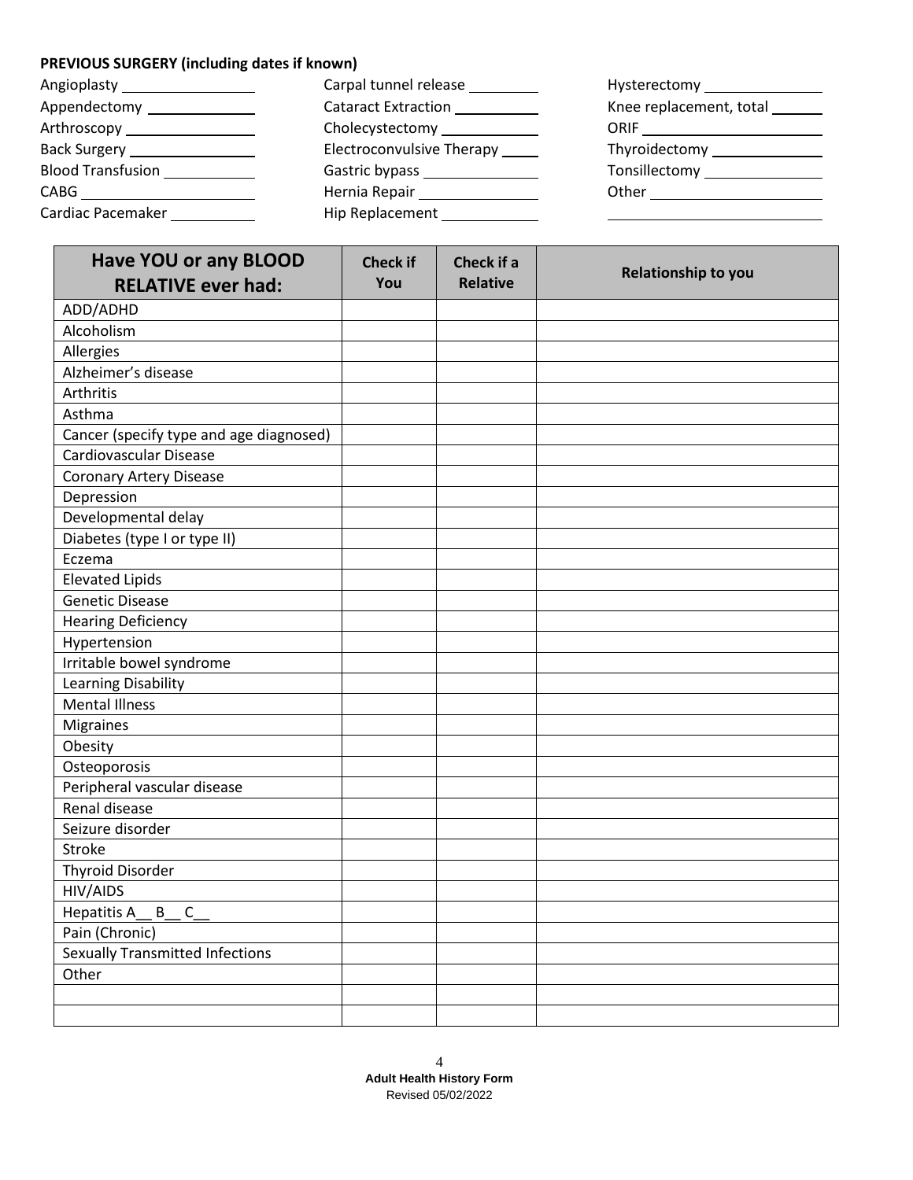**PREVIOUS SURGERY (including dates if known)**

Angioplasty ________________
Appendectomy ______________
Arthroscopy ________________
Back Surgery ________________
Blood Transfusion ___________
CABG _____________________
Cardiac Pacemaker __________
Carpal tunnel release ________
Cataract Extraction __________
Cholecystectomy ____________
Electroconvulsive Therapy _____
Gastric bypass ______________
Hernia Repair _______________
Hip Replacement ____________
Hysterectomy _______________
Knee replacement, total ______
ORIF _______________________
Thyroidectomy ______________
Tonsillectomy _______________
Other ______________________
____________________________

| Have YOU or any BLOOD RELATIVE ever had: | Check if You | Check if a Relative | Relationship to you |
|---|---|---|---|
| ADD/ADHD | | | |
| Alcoholism | | | |
| Allergies | | | |
| Alzheimer's disease | | | |
| Arthritis | | | |
| Asthma | | | |
| Cancer (specify type and age diagnosed) | | | |
| Cardiovascular Disease | | | |
| Coronary Artery Disease | | | |
| Depression | | | |
| Developmental delay | | | |
| Diabetes (type I or type II) | | | |
| Eczema | | | |
| Elevated Lipids | | | |
| Genetic Disease | | | |
| Hearing Deficiency | | | |
| Hypertension | | | |
| Irritable bowel syndrome | | | |
| Learning Disability | | | |
| Mental Illness | | | |
| Migraines | | | |
| Obesity | | | |
| Osteoporosis | | | |
| Peripheral vascular disease | | | |
| Renal disease | | | |
| Seizure disorder | | | |
| Stroke | | | |
| Thyroid Disorder | | | |
| HIV/AIDS | | | |
| Hepatitis A__ B__ C__ | | | |
| Pain (Chronic) | | | |
| Sexually Transmitted Infections | | | |
| Other | | | |
| | | | |
| | | | |

**Adult Health History Form**
Revised 05/02/2022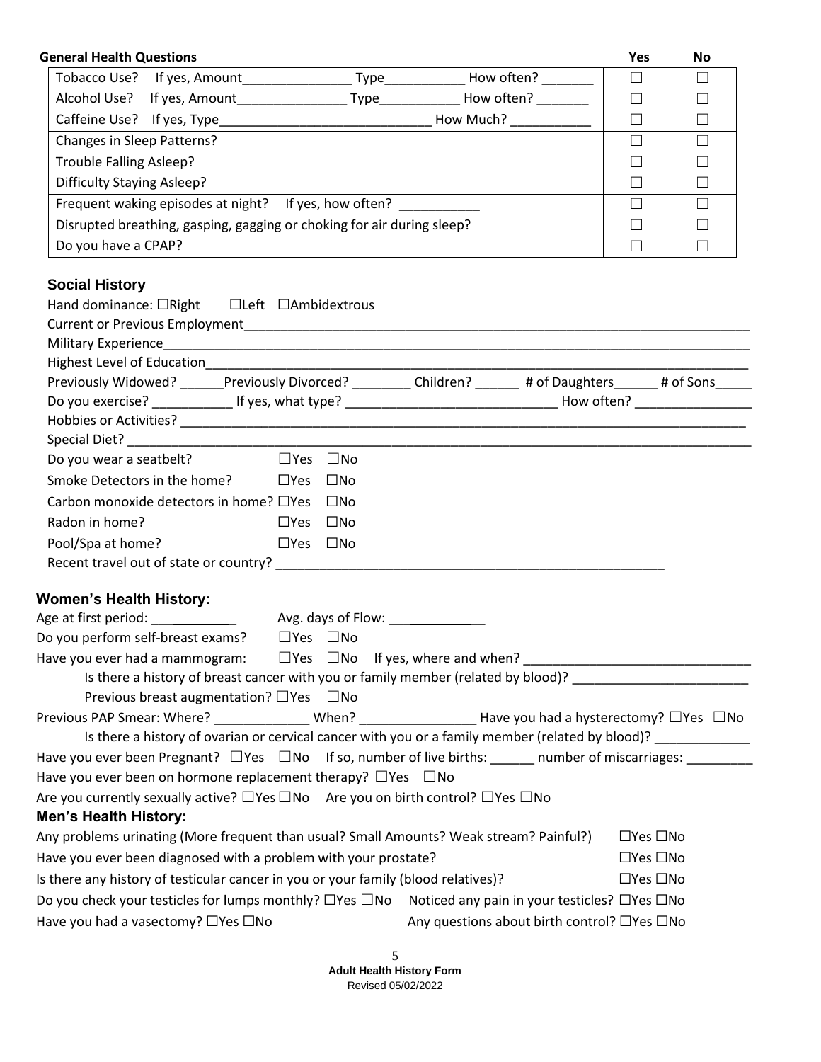| General Health Questions | Yes | No |
|---|---|---|
| Tobacco Use? If yes, Amount_______________ Type___________ How often? _______ | ☐ | ☐ |
| Alcohol Use? If yes, Amount_______________ Type___________ How often? _______ | ☐ | ☐ |
| Caffeine Use? If yes, Type_____________________________ How Much? ___________ | ☐ | ☐ |
| Changes in Sleep Patterns? | ☐ | ☐ |
| Trouble Falling Asleep? | ☐ | ☐ |
| Difficulty Staying Asleep? | ☐ | ☐ |
| Frequent waking episodes at night? If yes, how often? ___________ | ☐ | ☐ |
| Disrupted breathing, gasping, gagging or choking for air during sleep? | ☐ | ☐ |
| Do you have a CPAP? | ☐ | ☐ |

## Social History

Hand dominance: ☐Right ☐Left ☐Ambidextrous

Current or Previous Employment_______________________________________________________________________

Military Experience______________________________________________________________________________

Highest Level of Education_________________________________________________________________________

Previously Widowed? ______Previously Divorced? ________ Children? ______ # of Daughters______ # of Sons_____

Do you exercise? ___________ If yes, what type? _____________________________ How often? ________________

Hobbies or Activities? _____________________________________________________________________________

Special Diet? ____________________________________________________________________________________

Do you wear a seatbelt? ☐Yes ☐No

Smoke Detectors in the home? ☐Yes ☐No

Carbon monoxide detectors in home? ☐Yes ☐No

Radon in home? ☐Yes ☐No

Pool/Spa at home? ☐Yes ☐No

Recent travel out of state or country? ______________________________________________________

## Women's Health History:

Age at first period: ___________ Avg. days of Flow: _____________

Do you perform self-breast exams? ☐Yes ☐No

Have you ever had a mammogram: ☐Yes ☐No If yes, where and when? ______________________________

Is there a history of breast cancer with you or family member (related by blood)? ________________________

Previous breast augmentation? ☐Yes ☐No

Previous PAP Smear: Where? _____________ When? ________________ Have you had a hysterectomy? ☐Yes ☐No

Is there a history of ovarian or cervical cancer with you or a family member (related by blood)? _____________

Have you ever been Pregnant? ☐Yes ☐No If so, number of live births: ______ number of miscarriages: _________

Have you ever been on hormone replacement therapy? ☐Yes ☐No

Are you currently sexually active? ☐Yes ☐No Are you on birth control? ☐Yes ☐No

## Men's Health History:

Any problems urinating (More frequent than usual? Small Amounts? Weak stream? Painful?) ☐Yes ☐No

Have you ever been diagnosed with a problem with your prostate? ☐Yes ☐No

Is there any history of testicular cancer in you or your family (blood relatives)? ☐Yes ☐No

Do you check your testicles for lumps monthly? ☐Yes ☐No Noticed any pain in your testicles? ☐Yes ☐No

Have you had a vasectomy? ☐Yes ☐No Any questions about birth control? ☐Yes ☐No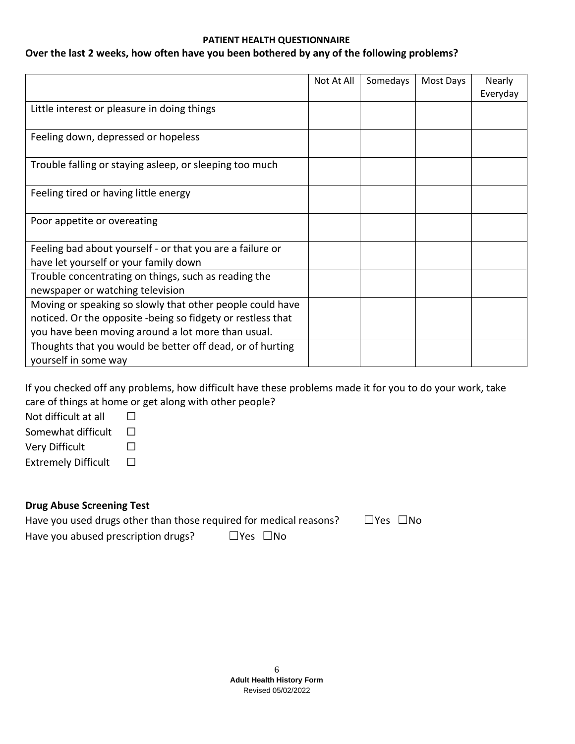**PATIENT HEALTH QUESTIONNAIRE**

**Over the last 2 weeks, how often have you been bothered by any of the following problems?**

| | Not At All | Somedays | Most Days | Nearly Everyday |
|---|---|---|---|---|
| Little interest or pleasure in doing things | | | | |
| Feeling down, depressed or hopeless | | | | |
| Trouble falling or staying asleep, or sleeping too much | | | | |
| Feeling tired or having little energy | | | | |
| Poor appetite or overeating | | | | |
| Feeling bad about yourself - or that you are a failure or have let yourself or your family down | | | | |
| Trouble concentrating on things, such as reading the newspaper or watching television | | | | |
| Moving or speaking so slowly that other people could have noticed. Or the opposite -being so fidgety or restless that you have been moving around a lot more than usual. | | | | |
| Thoughts that you would be better off dead, or of hurting yourself in some way | | | | |

If you checked off any problems, how difficult have these problems made it for you to do your work, take care of things at home or get along with other people?

Not difficult at all ☐
Somewhat difficult ☐
Very Difficult ☐
Extremely Difficult ☐

**Drug Abuse Screening Test**

Have you used drugs other than those required for medical reasons? ☐Yes ☐No

Have you abused prescription drugs? ☐Yes ☐No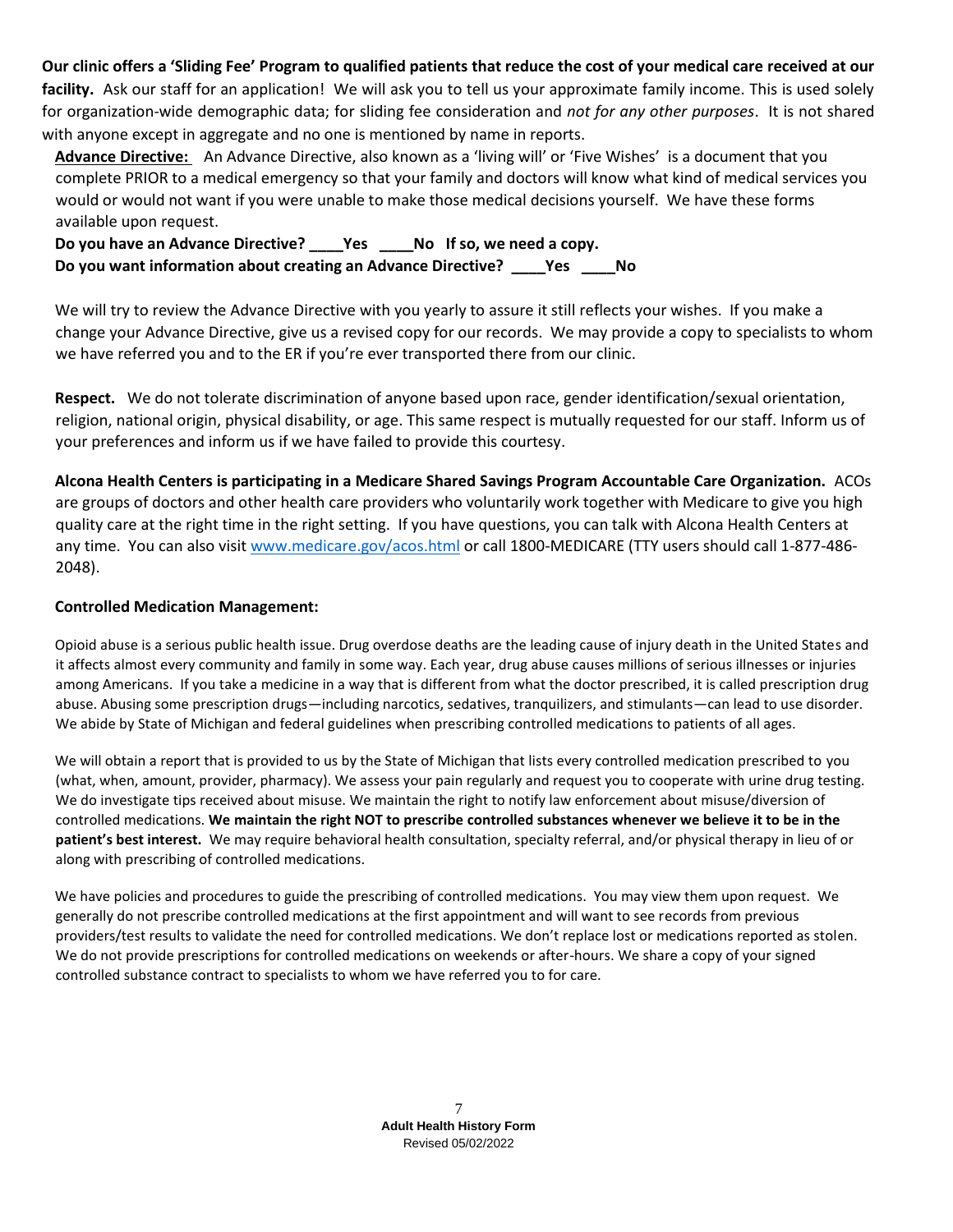**Our clinic offers a 'Sliding Fee' Program to qualified patients that reduce the cost of your medical care received at our facility.** Ask our staff for an application! We will ask you to tell us your approximate family income. This is used solely for organization-wide demographic data; for sliding fee consideration and *not for any other purposes*. It is not shared with anyone except in aggregate and no one is mentioned by name in reports.

**Advance Directive:** An Advance Directive, also known as a 'living will' or 'Five Wishes' is a document that you complete PRIOR to a medical emergency so that your family and doctors will know what kind of medical services you would or would not want if you were unable to make those medical decisions yourself. We have these forms available upon request.

**Do you have an Advance Directive? ____Yes ____No If so, we need a copy.**
**Do you want information about creating an Advance Directive? ____Yes ____No**

We will try to review the Advance Directive with you yearly to assure it still reflects your wishes. If you make a change your Advance Directive, give us a revised copy for our records. We may provide a copy to specialists to whom we have referred you and to the ER if you're ever transported there from our clinic.

**Respect.** We do not tolerate discrimination of anyone based upon race, gender identification/sexual orientation, religion, national origin, physical disability, or age. This same respect is mutually requested for our staff. Inform us of your preferences and inform us if we have failed to provide this courtesy.

**Alcona Health Centers is participating in a Medicare Shared Savings Program Accountable Care Organization.** ACOs are groups of doctors and other health care providers who voluntarily work together with Medicare to give you high quality care at the right time in the right setting. If you have questions, you can talk with Alcona Health Centers at any time. You can also visit www.medicare.gov/acos.html or call 1800-MEDICARE (TTY users should call 1-877-486-2048).

**Controlled Medication Management:**

Opioid abuse is a serious public health issue. Drug overdose deaths are the leading cause of injury death in the United States and it affects almost every community and family in some way. Each year, drug abuse causes millions of serious illnesses or injuries among Americans. If you take a medicine in a way that is different from what the doctor prescribed, it is called prescription drug abuse. Abusing some prescription drugs—including narcotics, sedatives, tranquilizers, and stimulants—can lead to use disorder. We abide by State of Michigan and federal guidelines when prescribing controlled medications to patients of all ages.

We will obtain a report that is provided to us by the State of Michigan that lists every controlled medication prescribed to you (what, when, amount, provider, pharmacy). We assess your pain regularly and request you to cooperate with urine drug testing. We do investigate tips received about misuse. We maintain the right to notify law enforcement about misuse/diversion of controlled medications. **We maintain the right NOT to prescribe controlled substances whenever we believe it to be in the patient's best interest.** We may require behavioral health consultation, specialty referral, and/or physical therapy in lieu of or along with prescribing of controlled medications.

We have policies and procedures to guide the prescribing of controlled medications. You may view them upon request. We generally do not prescribe controlled medications at the first appointment and will want to see records from previous providers/test results to validate the need for controlled medications. We don't replace lost or medications reported as stolen. We do not provide prescriptions for controlled medications on weekends or after-hours. We share a copy of your signed controlled substance contract to specialists to whom we have referred you to for care.